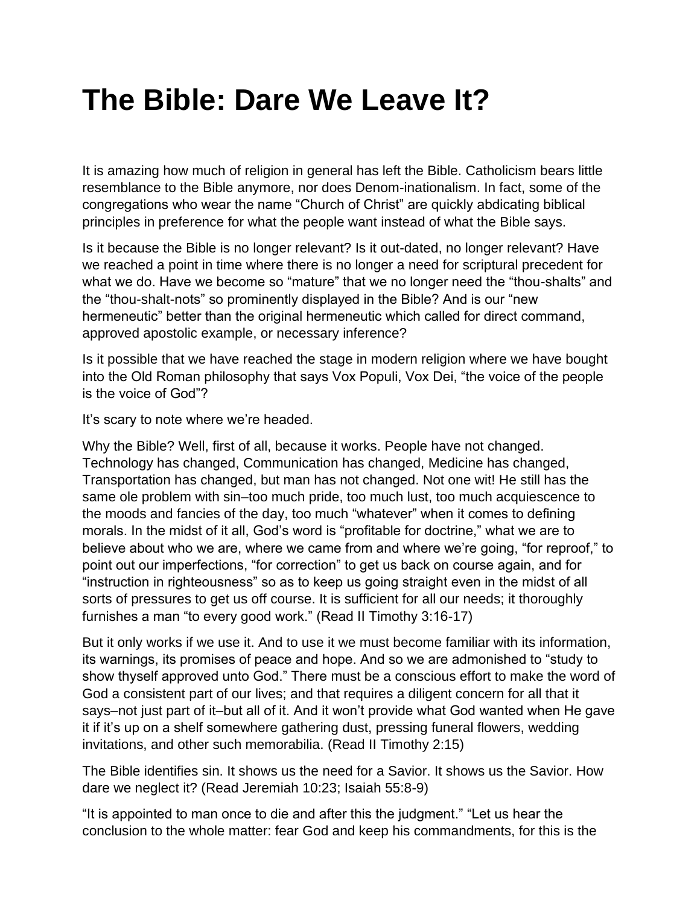# The Bible: Dare We Leave It?

It is amazing how much of religion in general has left the Bible. Catholicism bears little resemblance to the Bible anymore, nor does Denom-inationalism. In fact, some of the congregations who wear the name "Church of Christ" are quickly abdicating biblical principles in preference for what the people want instead of what the Bible says.

Is it because the Bible is no longer relevant? Is it out-dated, no longer relevant? Have we reached a point in time where there is no longer a need for scriptural precedent for what we do. Have we become so "mature" that we no longer need the "thou-shalts" and the "thou-shalt-nots" so prominently displayed in the Bible? And is our "new hermeneutic" better than the original hermeneutic which called for direct command, approved apostolic example, or necessary inference?

Is it possible that we have reached the stage in modern religion where we have bought into the Old Roman philosophy that says Vox Populi, Vox Dei, "the voice of the people is the voice of God"?

It's scary to note where we're headed.

Why the Bible? Well, first of all, because it works. People have not changed. Technology has changed, Communication has changed, Medicine has changed, Transportation has changed, but man has not changed. Not one wit! He still has the same ole problem with sin–too much pride, too much lust, too much acquiescence to the moods and fancies of the day, too much "whatever" when it comes to defining morals. In the midst of it all, God's word is "profitable for doctrine," what we are to believe about who we are, where we came from and where we're going, "for reproof," to point out our imperfections, "for correction" to get us back on course again, and for "instruction in righteousness" so as to keep us going straight even in the midst of all sorts of pressures to get us off course. It is sufficient for all our needs; it thoroughly furnishes a man "to every good work." (Read II Timothy 3:16-17)

But it only works if we use it. And to use it we must become familiar with its information, its warnings, its promises of peace and hope. And so we are admonished to "study to show thyself approved unto God." There must be a conscious effort to make the word of God a consistent part of our lives; and that requires a diligent concern for all that it says–not just part of it–but all of it. And it won't provide what God wanted when He gave it if it's up on a shelf somewhere gathering dust, pressing funeral flowers, wedding invitations, and other such memorabilia. (Read II Timothy 2:15)

The Bible identifies sin. It shows us the need for a Savior. It shows us the Savior. How dare we neglect it? (Read Jeremiah 10:23; Isaiah 55:8-9)

"It is appointed to man once to die and after this the judgment." "Let us hear the conclusion to the whole matter: fear God and keep his commandments, for this is the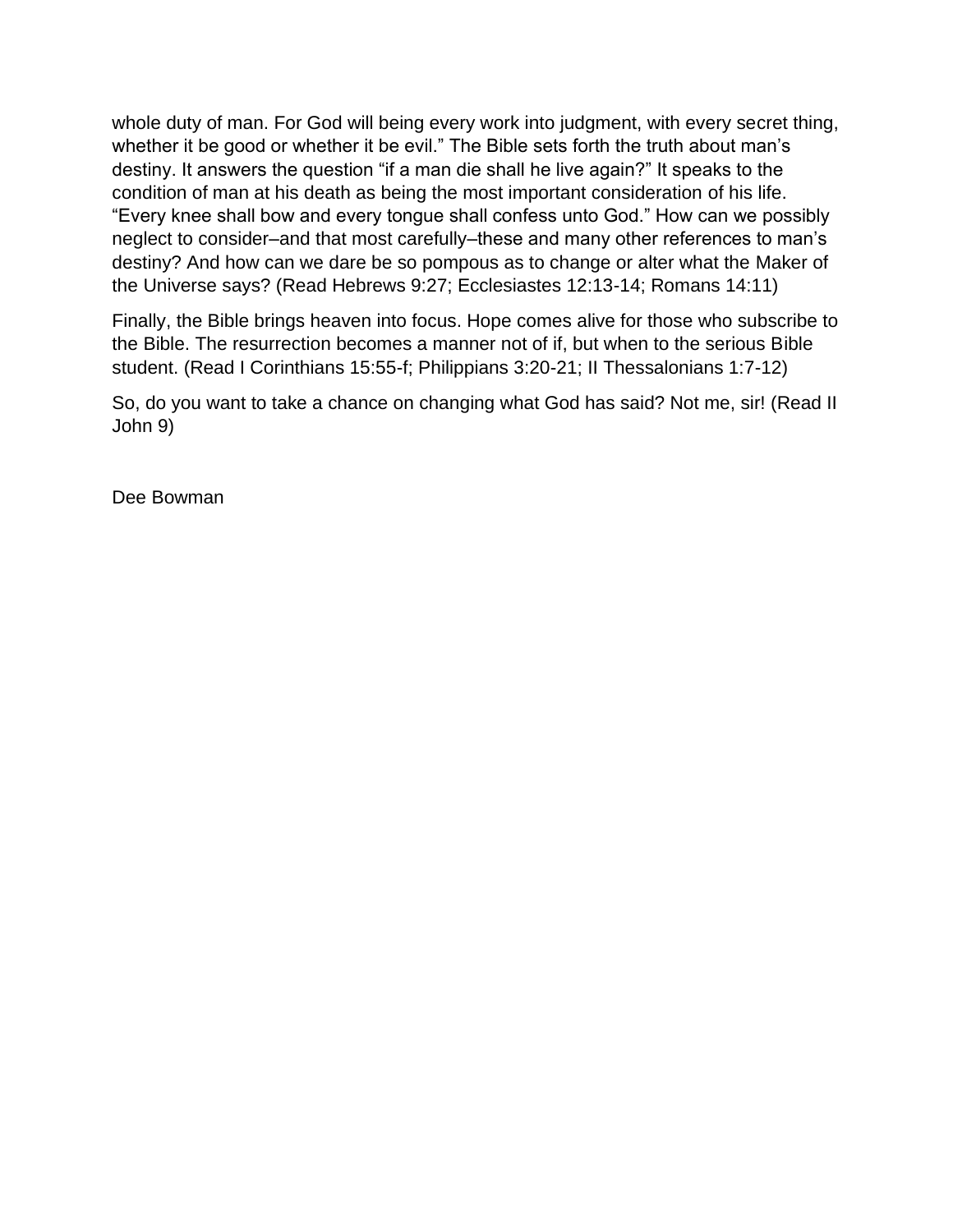whole duty of man. For God will being every work into judgment, with every secret thing, whether it be good or whether it be evil." The Bible sets forth the truth about man's destiny. It answers the question "if a man die shall he live again?" It speaks to the condition of man at his death as being the most important consideration of his life. "Every knee shall bow and every tongue shall confess unto God." How can we possibly neglect to consider–and that most carefully–these and many other references to man's destiny? And how can we dare be so pompous as to change or alter what the Maker of the Universe says? (Read Hebrews 9:27; Ecclesiastes 12:13-14; Romans 14:11)

Finally, the Bible brings heaven into focus. Hope comes alive for those who subscribe to the Bible. The resurrection becomes a manner not of if, but when to the serious Bible student. (Read I Corinthians 15:55-f; Philippians 3:20-21; II Thessalonians 1:7-12)

So, do you want to take a chance on changing what God has said? Not me, sir! (Read II John 9)

Dee Bowman